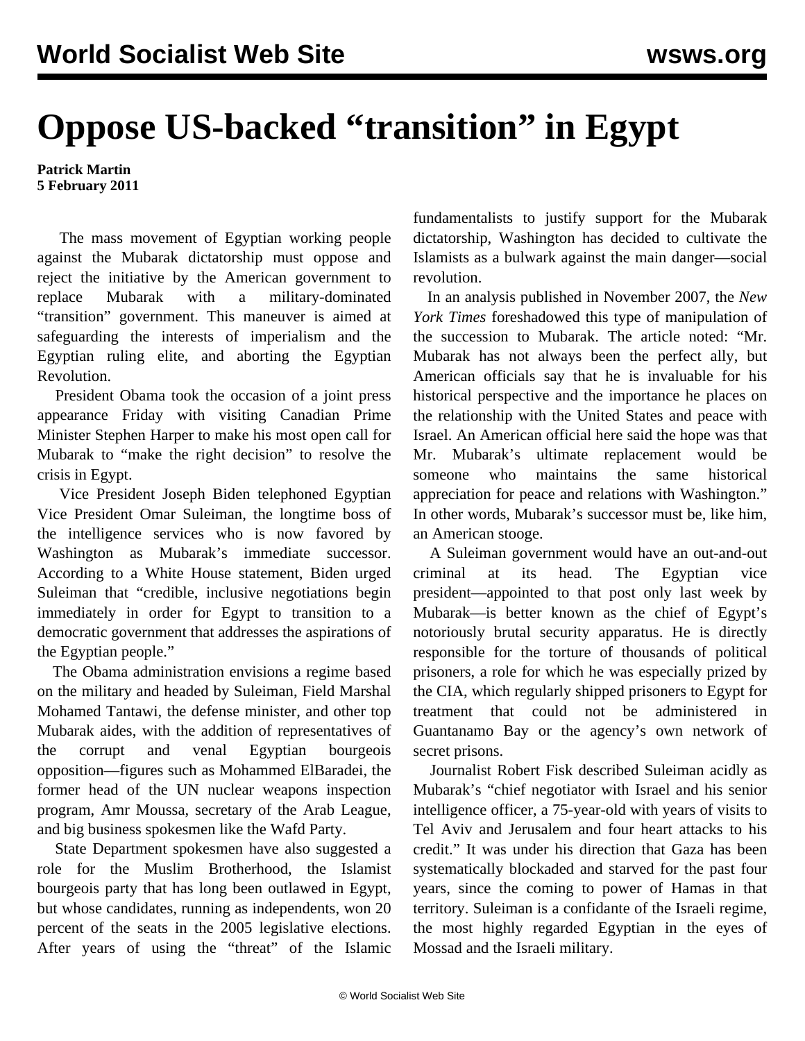# Oppose US-backed "transition" in Egypt

**Patrick Martin**
**5 February 2011**

The mass movement of Egyptian working people against the Mubarak dictatorship must oppose and reject the initiative by the American government to replace Mubarak with a military-dominated "transition" government. This maneuver is aimed at safeguarding the interests of imperialism and the Egyptian ruling elite, and aborting the Egyptian Revolution.

President Obama took the occasion of a joint press appearance Friday with visiting Canadian Prime Minister Stephen Harper to make his most open call for Mubarak to "make the right decision" to resolve the crisis in Egypt.

Vice President Joseph Biden telephoned Egyptian Vice President Omar Suleiman, the longtime boss of the intelligence services who is now favored by Washington as Mubarak's immediate successor. According to a White House statement, Biden urged Suleiman that "credible, inclusive negotiations begin immediately in order for Egypt to transition to a democratic government that addresses the aspirations of the Egyptian people."

The Obama administration envisions a regime based on the military and headed by Suleiman, Field Marshal Mohamed Tantawi, the defense minister, and other top Mubarak aides, with the addition of representatives of the corrupt and venal Egyptian bourgeois opposition—figures such as Mohammed ElBaradei, the former head of the UN nuclear weapons inspection program, Amr Moussa, secretary of the Arab League, and big business spokesmen like the Wafd Party.

State Department spokesmen have also suggested a role for the Muslim Brotherhood, the Islamist bourgeois party that has long been outlawed in Egypt, but whose candidates, running as independents, won 20 percent of the seats in the 2005 legislative elections. After years of using the "threat" of the Islamic fundamentalists to justify support for the Mubarak dictatorship, Washington has decided to cultivate the Islamists as a bulwark against the main danger—social revolution.

In an analysis published in November 2007, the *New York Times* foreshadowed this type of manipulation of the succession to Mubarak. The article noted: "Mr. Mubarak has not always been the perfect ally, but American officials say that he is invaluable for his historical perspective and the importance he places on the relationship with the United States and peace with Israel. An American official here said the hope was that Mr. Mubarak's ultimate replacement would be someone who maintains the same historical appreciation for peace and relations with Washington." In other words, Mubarak's successor must be, like him, an American stooge.

A Suleiman government would have an out-and-out criminal at its head. The Egyptian vice president—appointed to that post only last week by Mubarak—is better known as the chief of Egypt's notoriously brutal security apparatus. He is directly responsible for the torture of thousands of political prisoners, a role for which he was especially prized by the CIA, which regularly shipped prisoners to Egypt for treatment that could not be administered in Guantanamo Bay or the agency's own network of secret prisons.

Journalist Robert Fisk described Suleiman acidly as Mubarak's "chief negotiator with Israel and his senior intelligence officer, a 75-year-old with years of visits to Tel Aviv and Jerusalem and four heart attacks to his credit." It was under his direction that Gaza has been systematically blockaded and starved for the past four years, since the coming to power of Hamas in that territory. Suleiman is a confidante of the Israeli regime, the most highly regarded Egyptian in the eyes of Mossad and the Israeli military.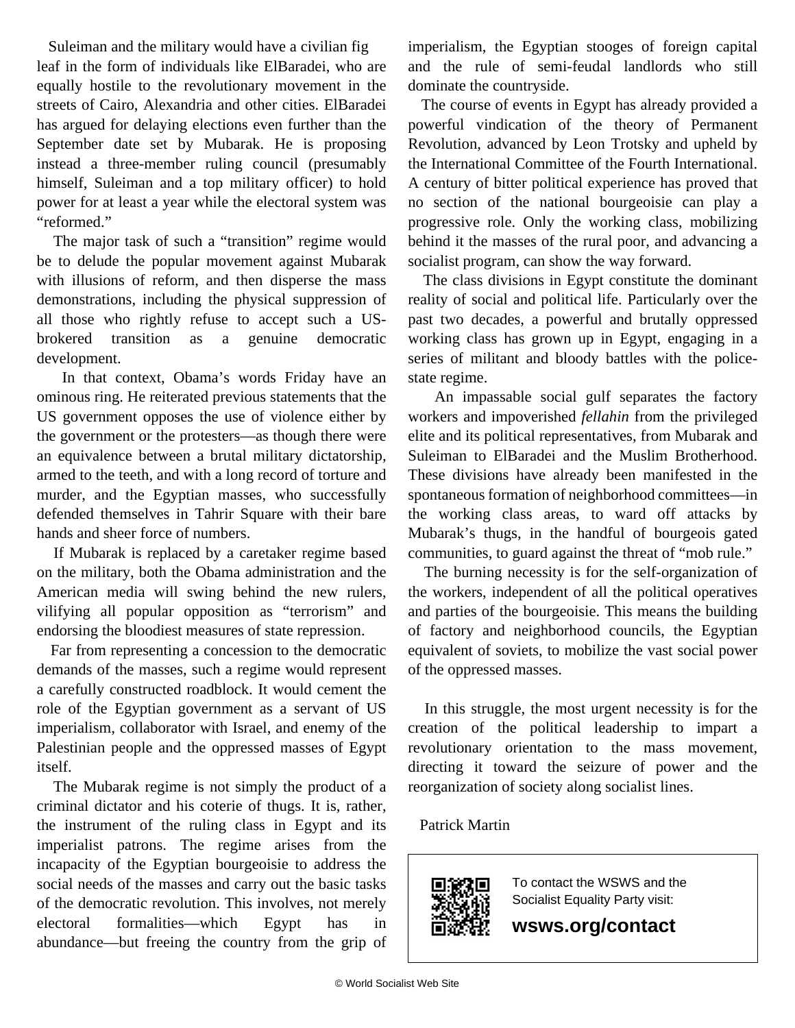Suleiman and the military would have a civilian fig leaf in the form of individuals like ElBaradei, who are equally hostile to the revolutionary movement in the streets of Cairo, Alexandria and other cities. ElBaradei has argued for delaying elections even further than the September date set by Mubarak. He is proposing instead a three-member ruling council (presumably himself, Suleiman and a top military officer) to hold power for at least a year while the electoral system was "reformed."

The major task of such a "transition" regime would be to delude the popular movement against Mubarak with illusions of reform, and then disperse the mass demonstrations, including the physical suppression of all those who rightly refuse to accept such a US-brokered transition as a genuine democratic development.

In that context, Obama's words Friday have an ominous ring. He reiterated previous statements that the US government opposes the use of violence either by the government or the protesters—as though there were an equivalence between a brutal military dictatorship, armed to the teeth, and with a long record of torture and murder, and the Egyptian masses, who successfully defended themselves in Tahrir Square with their bare hands and sheer force of numbers.

If Mubarak is replaced by a caretaker regime based on the military, both the Obama administration and the American media will swing behind the new rulers, vilifying all popular opposition as "terrorism" and endorsing the bloodiest measures of state repression.

Far from representing a concession to the democratic demands of the masses, such a regime would represent a carefully constructed roadblock. It would cement the role of the Egyptian government as a servant of US imperialism, collaborator with Israel, and enemy of the Palestinian people and the oppressed masses of Egypt itself.

The Mubarak regime is not simply the product of a criminal dictator and his coterie of thugs. It is, rather, the instrument of the ruling class in Egypt and its imperialist patrons. The regime arises from the incapacity of the Egyptian bourgeoisie to address the social needs of the masses and carry out the basic tasks of the democratic revolution. This involves, not merely electoral formalities—which Egypt has in abundance—but freeing the country from the grip of imperialism, the Egyptian stooges of foreign capital and the rule of semi-feudal landlords who still dominate the countryside.

The course of events in Egypt has already provided a powerful vindication of the theory of Permanent Revolution, advanced by Leon Trotsky and upheld by the International Committee of the Fourth International. A century of bitter political experience has proved that no section of the national bourgeoisie can play a progressive role. Only the working class, mobilizing behind it the masses of the rural poor, and advancing a socialist program, can show the way forward.

The class divisions in Egypt constitute the dominant reality of social and political life. Particularly over the past two decades, a powerful and brutally oppressed working class has grown up in Egypt, engaging in a series of militant and bloody battles with the police-state regime.

An impassable social gulf separates the factory workers and impoverished *fellahin* from the privileged elite and its political representatives, from Mubarak and Suleiman to ElBaradei and the Muslim Brotherhood. These divisions have already been manifested in the spontaneous formation of neighborhood committees—in the working class areas, to ward off attacks by Mubarak's thugs, in the handful of bourgeois gated communities, to guard against the threat of "mob rule."

The burning necessity is for the self-organization of the workers, independent of all the political operatives and parties of the bourgeoisie. This means the building of factory and neighborhood councils, the Egyptian equivalent of soviets, to mobilize the vast social power of the oppressed masses.

In this struggle, the most urgent necessity is for the creation of the political leadership to impart a revolutionary orientation to the mass movement, directing it toward the seizure of power and the reorganization of society along socialist lines.

Patrick Martin

To contact the WSWS and the Socialist Equality Party visit:

**wsws.org/contact**